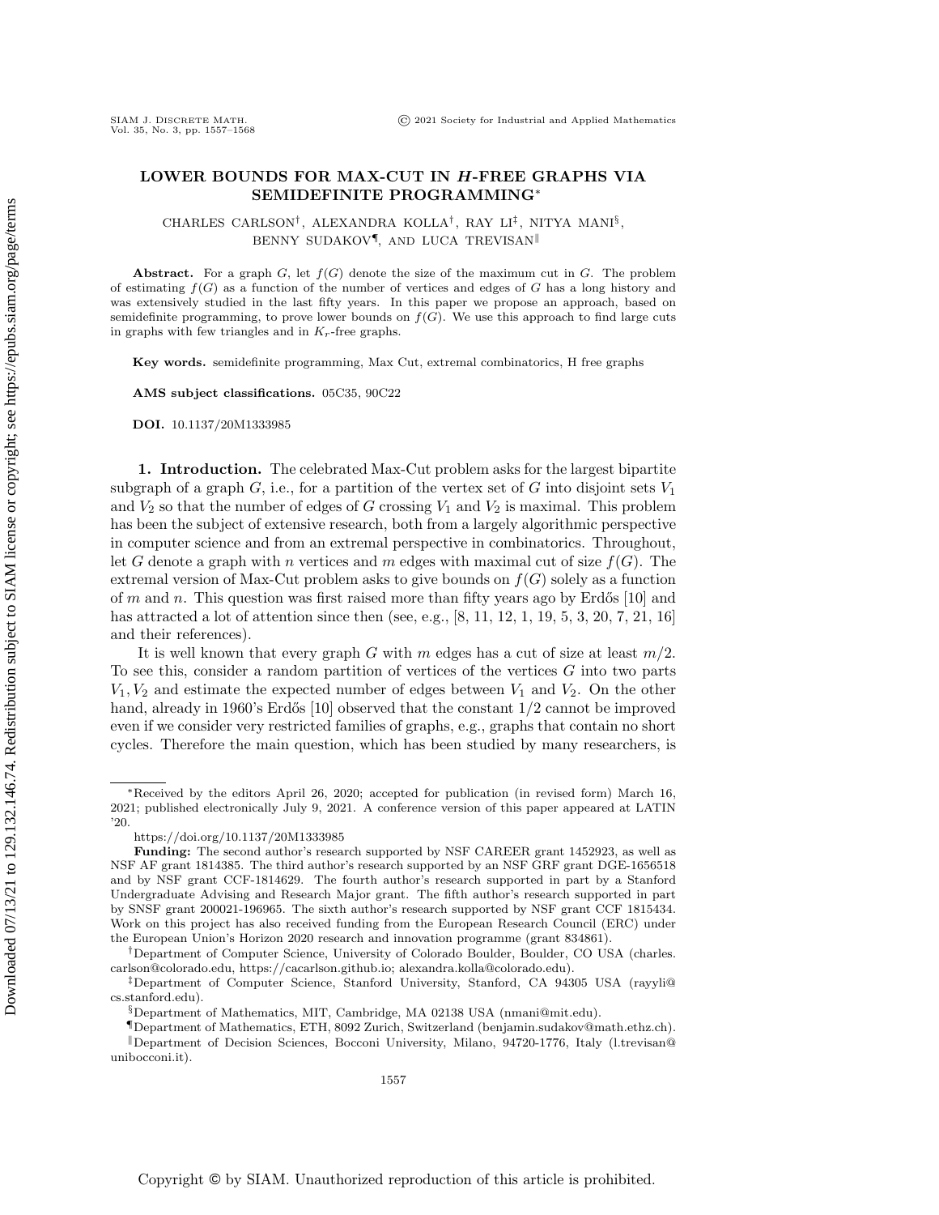# LOWER BOUNDS FOR MAX-CUT IN $H$-FREE GRAPHS VIA SEMIDEFINITE PROGRAMMING*

CHARLES CARLSON†, ALEXANDRA KOLLA†, RAY LI‡, NITYA MANI§, BENNY SUDAKOV¶, AND LUCA TREVISAN‖

**Abstract.** For a graph $G$, let $f(G)$ denote the size of the maximum cut in $G$. The problem of estimating $f(G)$ as a function of the number of vertices and edges of $G$ has a long history and was extensively studied in the last fifty years. In this paper we propose an approach, based on semidefinite programming, to prove lower bounds on $f(G)$. We use this approach to find large cuts in graphs with few triangles and in $K_r$-free graphs.

**Key words.** semidefinite programming, Max Cut, extremal combinatorics, H free graphs

**AMS subject classifications.** 05C35, 90C22

**DOI.** 10.1137/20M1333985

## 1. Introduction.

The celebrated Max-Cut problem asks for the largest bipartite subgraph of a graph $G$, i.e., for a partition of the vertex set of $G$ into disjoint sets $V_1$ and $V_2$ so that the number of edges of $G$ crossing $V_1$ and $V_2$ is maximal. This problem has been the subject of extensive research, both from a largely algorithmic perspective in computer science and from an extremal perspective in combinatorics. Throughout, let $G$ denote a graph with $n$ vertices and $m$ edges with maximal cut of size $f(G)$. The extremal version of Max-Cut problem asks to give bounds on $f(G)$ solely as a function of $m$ and $n$. This question was first raised more than fifty years ago by Erdős [10] and has attracted a lot of attention since then (see, e.g., [8, 11, 12, 1, 19, 5, 3, 20, 7, 21, 16] and their references).

It is well known that every graph $G$ with $m$ edges has a cut of size at least $m/2$. To see this, consider a random partition of vertices of the vertices $G$ into two parts $V_1, V_2$ and estimate the expected number of edges between $V_1$ and $V_2$. On the other hand, already in 1960's Erdős [10] observed that the constant $1/2$ cannot be improved even if we consider very restricted families of graphs, e.g., graphs that contain no short cycles. Therefore the main question, which has been studied by many researchers, is

*Received by the editors April 26, 2020; accepted for publication (in revised form) March 16, 2021; published electronically July 9, 2021. A conference version of this paper appeared at LATIN '20.

https://doi.org/10.1137/20M1333985

**Funding:** The second author's research supported by NSF CAREER grant 1452923, as well as NSF AF grant 1814385. The third author's research supported by an NSF GRF grant DGE-1656518 and by NSF grant CCF-1814629. The fourth author's research supported in part by a Stanford Undergraduate Advising and Research Major grant. The fifth author's research supported in part by SNSF grant 200021-196965. The sixth author's research supported by NSF grant CCF 1815434. Work on this project has also received funding from the European Research Council (ERC) under the European Union's Horizon 2020 research and innovation programme (grant 834861).

†Department of Computer Science, University of Colorado Boulder, Boulder, CO USA (charles.carlson@colorado.edu, https://cacarlson.github.io; alexandra.kolla@colorado.edu).

‡Department of Computer Science, Stanford University, Stanford, CA 94305 USA (rayyli@cs.stanford.edu).

§Department of Mathematics, MIT, Cambridge, MA 02138 USA (nmani@mit.edu).

¶Department of Mathematics, ETH, 8092 Zurich, Switzerland (benjamin.sudakov@math.ethz.ch).

‖Department of Decision Sciences, Bocconi University, Milano, 94720-1776, Italy (l.trevisan@unibocconi.it).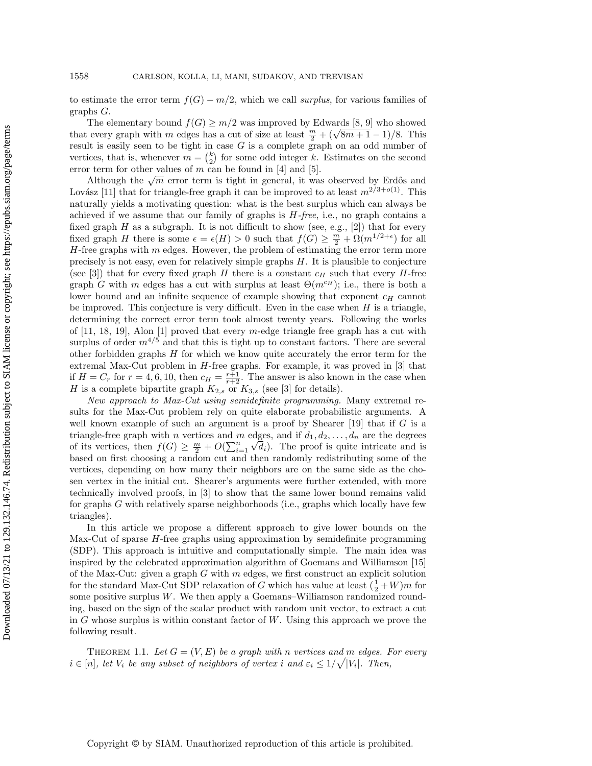to estimate the error term $f(G) - m/2$, which we call *surplus*, for various families of graphs $G$.

The elementary bound $f(G) \geq m/2$ was improved by Edwards [8, 9] who showed that every graph with $m$ edges has a cut of size at least $\frac{m}{2} + (\sqrt{8m+1} - 1)/8$. This result is easily seen to be tight in case $G$ is a complete graph on an odd number of vertices, that is, whenever $m = \binom{k}{2}$ for some odd integer $k$. Estimates on the second error term for other values of $m$ can be found in [4] and [5].

Although the $\sqrt{m}$ error term is tight in general, it was observed by Erdős and Lovász [11] that for triangle-free graph it can be improved to at least $m^{2/3+o(1)}$. This naturally yields a motivating question: what is the best surplus which can always be achieved if we assume that our family of graphs is *H-free*, i.e., no graph contains a fixed graph $H$ as a subgraph. It is not difficult to show (see, e.g., [2]) that for every fixed graph $H$ there is some $\epsilon = \epsilon(H) > 0$ such that $f(G) \geq \frac{m}{2} + \Omega(m^{1/2+\epsilon})$ for all $H$-free graphs with $m$ edges. However, the problem of estimating the error term more precisely is not easy, even for relatively simple graphs $H$. It is plausible to conjecture (see [3]) that for every fixed graph $H$ there is a constant $c_H$ such that every $H$-free graph $G$ with $m$ edges has a cut with surplus at least $\Theta(m^{c_H})$; i.e., there is both a lower bound and an infinite sequence of example showing that exponent $c_H$ cannot be improved. This conjecture is very difficult. Even in the case when $H$ is a triangle, determining the correct error term took almost twenty years. Following the works of [11, 18, 19], Alon [1] proved that every $m$-edge triangle free graph has a cut with surplus of order $m^{4/5}$ and that this is tight up to constant factors. There are several other forbidden graphs $H$ for which we know quite accurately the error term for the extremal Max-Cut problem in $H$-free graphs. For example, it was proved in [3] that if $H = C_r$ for $r = 4, 6, 10$, then $c_H = \frac{r+1}{r+2}$. The answer is also known in the case when $H$ is a complete bipartite graph $K_{2,s}$ or $K_{3,s}$ (see [3] for details).

*New approach to Max-Cut using semidefinite programming.* Many extremal results for the Max-Cut problem rely on quite elaborate probabilistic arguments. A well known example of such an argument is a proof by Shearer [19] that if $G$ is a triangle-free graph with $n$ vertices and $m$ edges, and if $d_1, d_2, \ldots, d_n$ are the degrees of its vertices, then $f(G) \geq \frac{m}{2} + O(\sum_{i=1}^{n} \sqrt{d_i})$. The proof is quite intricate and is based on first choosing a random cut and then randomly redistributing some of the vertices, depending on how many their neighbors are on the same side as the chosen vertex in the initial cut. Shearer's arguments were further extended, with more technically involved proofs, in [3] to show that the same lower bound remains valid for graphs $G$ with relatively sparse neighborhoods (i.e., graphs which locally have few triangles).

In this article we propose a different approach to give lower bounds on the Max-Cut of sparse $H$-free graphs using approximation by semidefinite programming (SDP). This approach is intuitive and computationally simple. The main idea was inspired by the celebrated approximation algorithm of Goemans and Williamson [15] of the Max-Cut: given a graph $G$ with $m$ edges, we first construct an explicit solution for the standard Max-Cut SDP relaxation of $G$ which has value at least $(\frac{1}{2} + W)m$ for some positive surplus $W$. We then apply a Goemans–Williamson randomized rounding, based on the sign of the scalar product with random unit vector, to extract a cut in $G$ whose surplus is within constant factor of $W$. Using this approach we prove the following result.

Theorem 1.1. *Let $G = (V, E)$ be a graph with $n$ vertices and $m$ edges. For every $i \in [n]$, let $V_i$ be any subset of neighbors of vertex $i$ and $\varepsilon_i \leq 1/\sqrt{|V_i|}$. Then,*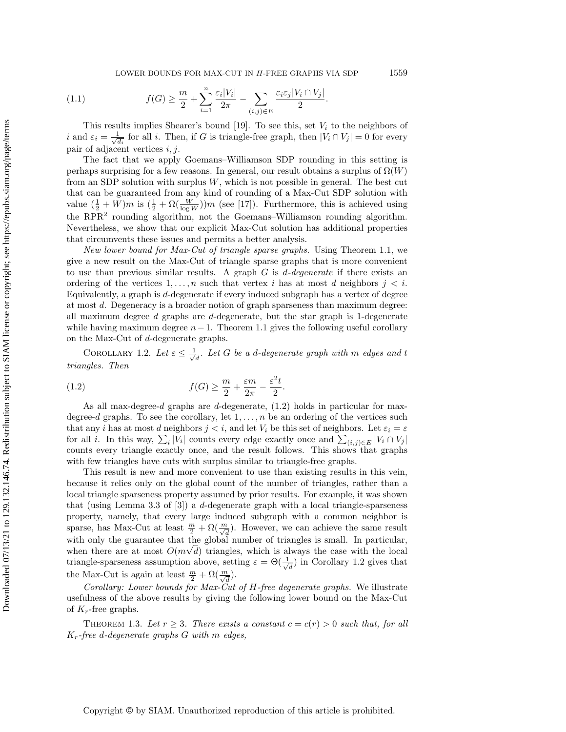$$f(G) \geq \frac{m}{2} + \sum_{i=1}^{n} \frac{\varepsilon_i |V_i|}{2\pi} - \sum_{(i,j)\in E} \frac{\varepsilon_i \varepsilon_j |V_i \cap V_j|}{2}. \tag{1.1}$$

This results implies Shearer's bound [19]. To see this, set $V_i$ to the neighbors of $i$ and $\varepsilon_i = \frac{1}{\sqrt{d_i}}$ for all $i$. Then, if $G$ is triangle-free graph, then $|V_i \cap V_j| = 0$ for every pair of adjacent vertices $i, j$.

The fact that we apply Goemans–Williamson SDP rounding in this setting is perhaps surprising for a few reasons. In general, our result obtains a surplus of $\Omega(W)$ from an SDP solution with surplus $W$, which is not possible in general. The best cut that can be guaranteed from any kind of rounding of a Max-Cut SDP solution with value $(\frac{1}{2} + W)m$ is $(\frac{1}{2} + \Omega(\frac{W}{\log W}))m$ (see [17]). Furthermore, this is achieved using the RPR$^2$ rounding algorithm, not the Goemans–Williamson rounding algorithm. Nevertheless, we show that our explicit Max-Cut solution has additional properties that circumvents these issues and permits a better analysis.

*New lower bound for Max-Cut of triangle sparse graphs.* Using Theorem 1.1, we give a new result on the Max-Cut of triangle sparse graphs that is more convenient to use than previous similar results. A graph $G$ is *d-degenerate* if there exists an ordering of the vertices $1, \ldots, n$ such that vertex $i$ has at most $d$ neighbors $j < i$. Equivalently, a graph is $d$-degenerate if every induced subgraph has a vertex of degree at most $d$. Degeneracy is a broader notion of graph sparseness than maximum degree: all maximum degree $d$ graphs are $d$-degenerate, but the star graph is 1-degenerate while having maximum degree $n-1$. Theorem 1.1 gives the following useful corollary on the Max-Cut of $d$-degenerate graphs.

Corollary 1.2. *Let $\varepsilon \leq \frac{1}{\sqrt{d}}$. Let $G$ be a $d$-degenerate graph with $m$ edges and $t$ triangles. Then*

$$f(G) \geq \frac{m}{2} + \frac{\varepsilon m}{2\pi} - \frac{\varepsilon^2 t}{2}. \tag{1.2}$$

As all max-degree-$d$ graphs are $d$-degenerate, (1.2) holds in particular for max-degree-$d$ graphs. To see the corollary, let $1, \ldots, n$ be an ordering of the vertices such that any $i$ has at most $d$ neighbors $j < i$, and let $V_i$ be this set of neighbors. Let $\varepsilon_i = \varepsilon$ for all $i$. In this way, $\sum_i |V_i|$ counts every edge exactly once and $\sum_{(i,j)\in E} |V_i \cap V_j|$ counts every triangle exactly once, and the result follows. This shows that graphs with few triangles have cuts with surplus similar to triangle-free graphs.

This result is new and more convenient to use than existing results in this vein, because it relies only on the global count of the number of triangles, rather than a local triangle sparseness property assumed by prior results. For example, it was shown that (using Lemma 3.3 of [3]) a $d$-degenerate graph with a local triangle-sparseness property, namely, that every large induced subgraph with a common neighbor is sparse, has Max-Cut at least $\frac{m}{2} + \Omega(\frac{m}{\sqrt{d}})$. However, we can achieve the same result with only the guarantee that the global number of triangles is small. In particular, when there are at most $O(m\sqrt{d})$ triangles, which is always the case with the local triangle-sparseness assumption above, setting $\varepsilon = \Theta(\frac{1}{\sqrt{d}})$ in Corollary 1.2 gives that the Max-Cut is again at least $\frac{m}{2} + \Omega(\frac{m}{\sqrt{d}})$.

*Corollary: Lower bounds for Max-Cut of H-free degenerate graphs.* We illustrate usefulness of the above results by giving the following lower bound on the Max-Cut of $K_r$-free graphs.

Theorem 1.3. *Let $r \geq 3$. There exists a constant $c = c(r) > 0$ such that, for all $K_r$-free $d$-degenerate graphs $G$ with $m$ edges,*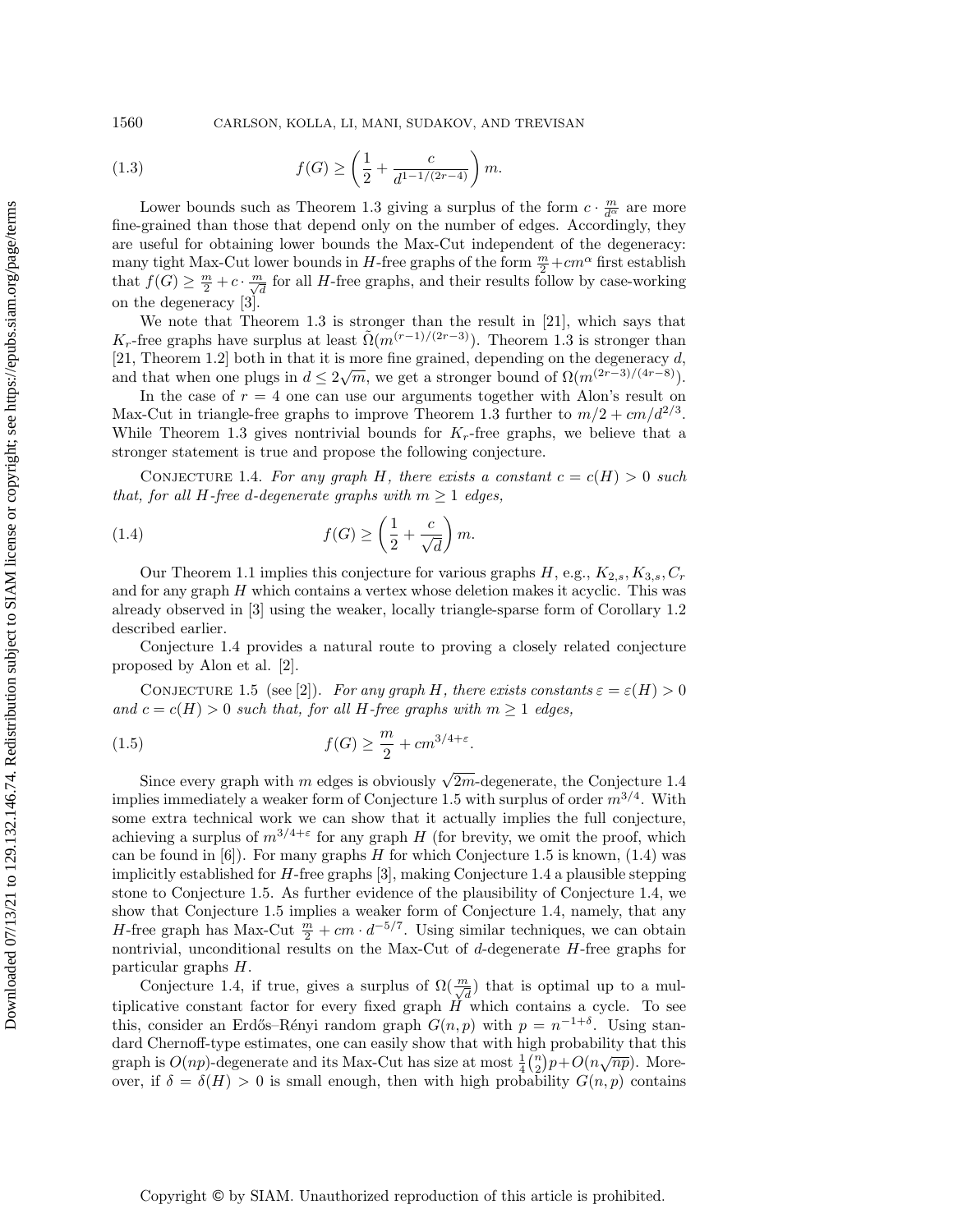$$f(G) \geq \left(\frac{1}{2} + \frac{c}{d^{1-1/(2r-4)}}\right) m. \tag{1.3}$$

Lower bounds such as Theorem 1.3 giving a surplus of the form $c \cdot \frac{m}{d^\alpha}$ are more fine-grained than those that depend only on the number of edges. Accordingly, they are useful for obtaining lower bounds the Max-Cut independent of the degeneracy: many tight Max-Cut lower bounds in $H$-free graphs of the form $\frac{m}{2} + cm^\alpha$ first establish that $f(G) \geq \frac{m}{2} + c \cdot \frac{m}{\sqrt{d}}$ for all $H$-free graphs, and their results follow by case-working on the degeneracy [3].

We note that Theorem 1.3 is stronger than the result in [21], which says that $K_r$-free graphs have surplus at least $\tilde{\Omega}(m^{(r-1)/(2r-3)})$. Theorem 1.3 is stronger than [21, Theorem 1.2] both in that it is more fine grained, depending on the degeneracy $d$, and that when one plugs in $d \leq 2\sqrt{m}$, we get a stronger bound of $\Omega(m^{(2r-3)/(4r-8)})$.

In the case of $r = 4$ one can use our arguments together with Alon's result on Max-Cut in triangle-free graphs to improve Theorem 1.3 further to $m/2 + cm/d^{2/3}$. While Theorem 1.3 gives nontrivial bounds for $K_r$-free graphs, we believe that a stronger statement is true and propose the following conjecture.

Conjecture 1.4. *For any graph $H$, there exists a constant $c = c(H) > 0$ such that, for all $H$-free $d$-degenerate graphs with $m \geq 1$ edges,*

$$f(G) \geq \left(\frac{1}{2} + \frac{c}{\sqrt{d}}\right) m. \tag{1.4}$$

Our Theorem 1.1 implies this conjecture for various graphs $H$, e.g., $K_{2,s}, K_{3,s}, C_r$ and for any graph $H$ which contains a vertex whose deletion makes it acyclic. This was already observed in [3] using the weaker, locally triangle-sparse form of Corollary 1.2 described earlier.

Conjecture 1.4 provides a natural route to proving a closely related conjecture proposed by Alon et al. [2].

Conjecture 1.5 (see [2]). *For any graph $H$, there exists constants $\varepsilon = \varepsilon(H) > 0$ and $c = c(H) > 0$ such that, for all $H$-free graphs with $m \geq 1$ edges,*

$$f(G) \geq \frac{m}{2} + cm^{3/4+\varepsilon}. \tag{1.5}$$

Since every graph with $m$ edges is obviously $\sqrt{2m}$-degenerate, the Conjecture 1.4 implies immediately a weaker form of Conjecture 1.5 with surplus of order $m^{3/4}$. With some extra technical work we can show that it actually implies the full conjecture, achieving a surplus of $m^{3/4+\varepsilon}$ for any graph $H$ (for brevity, we omit the proof, which can be found in [6]). For many graphs $H$ for which Conjecture 1.5 is known, (1.4) was implicitly established for $H$-free graphs [3], making Conjecture 1.4 a plausible stepping stone to Conjecture 1.5. As further evidence of the plausibility of Conjecture 1.4, we show that Conjecture 1.5 implies a weaker form of Conjecture 1.4, namely, that any $H$-free graph has Max-Cut $\frac{m}{2} + cm \cdot d^{-5/7}$. Using similar techniques, we can obtain nontrivial, unconditional results on the Max-Cut of $d$-degenerate $H$-free graphs for particular graphs $H$.

Conjecture 1.4, if true, gives a surplus of $\Omega(\frac{m}{\sqrt{d}})$ that is optimal up to a multiplicative constant factor for every fixed graph $H$ which contains a cycle. To see this, consider an Erdős–Rényi random graph $G(n, p)$ with $p = n^{-1+\delta}$. Using standard Chernoff-type estimates, one can easily show that with high probability that this graph is $O(np)$-degenerate and its Max-Cut has size at most $\frac{1}{4}\binom{n}{2}p + O(n\sqrt{np})$. Moreover, if $\delta = \delta(H) > 0$ is small enough, then with high probability $G(n, p)$ contains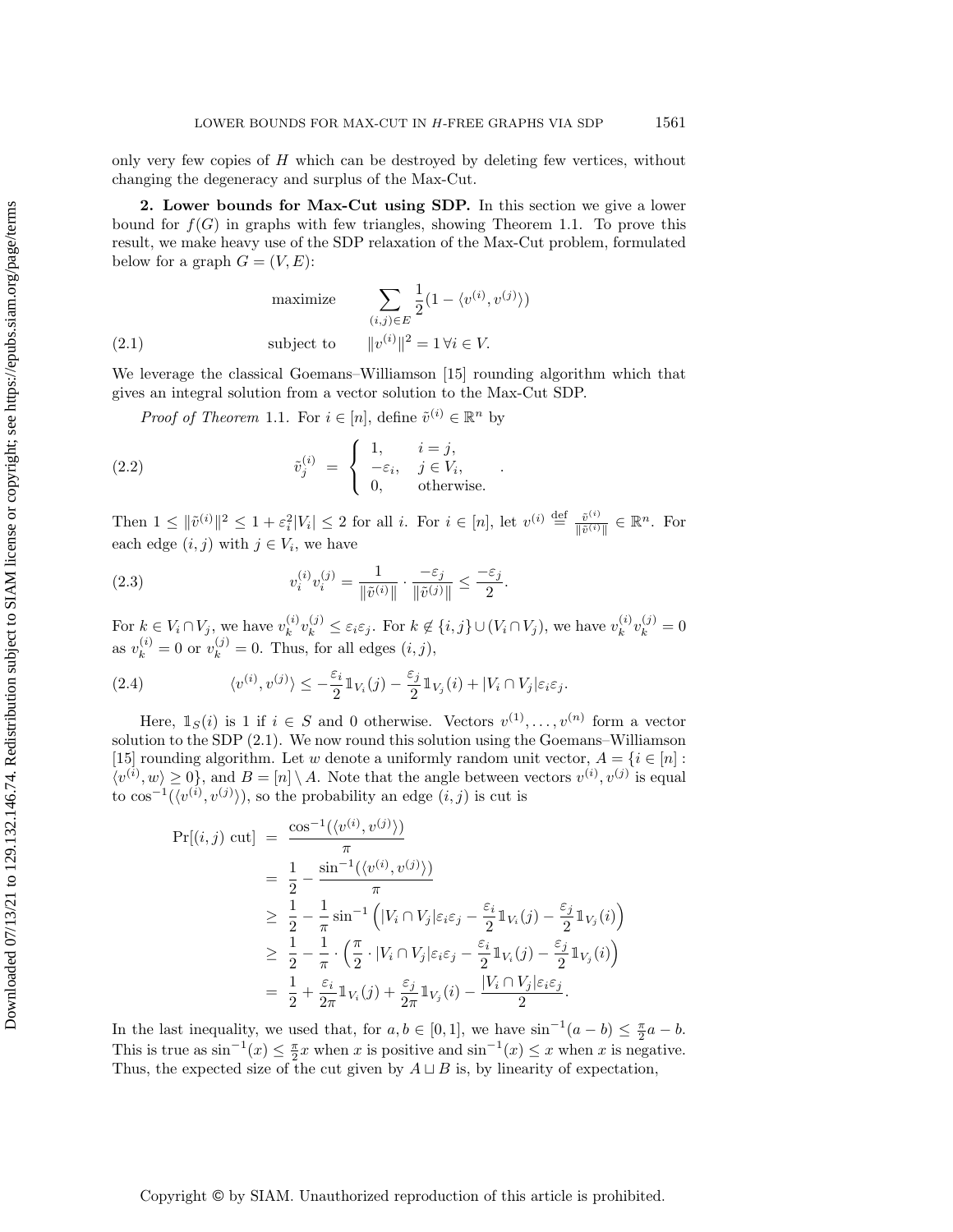only very few copies of $H$ which can be destroyed by deleting few vertices, without changing the degeneracy and surplus of the Max-Cut.

**2. Lower bounds for Max-Cut using SDP.** In this section we give a lower bound for $f(G)$ in graphs with few triangles, showing Theorem 1.1. To prove this result, we make heavy use of the SDP relaxation of the Max-Cut problem, formulated below for a graph $G = (V, E)$:

$$\begin{aligned} &\text{maximize} \qquad \sum_{(i,j)\in E} \frac{1}{2}(1 - \langle v^{(i)}, v^{(j)}\rangle) \\ &\text{subject to} \qquad \|v^{(i)}\|^2 = 1\, \forall i \in V. \end{aligned} \tag{2.1}$$

We leverage the classical Goemans–Williamson [15] rounding algorithm which that gives an integral solution from a vector solution to the Max-Cut SDP.

*Proof of Theorem* 1.1. For $i \in [n]$, define $\tilde{v}^{(i)} \in \mathbb{R}^n$ by

$$\tilde{v}^{(i)}_j \;=\; \begin{cases} 1, & i = j, \\ -\varepsilon_i, & j \in V_i, \\ 0, & \text{otherwise.} \end{cases} \tag{2.2}$$

Then $1 \le \|\tilde{v}^{(i)}\|^2 \le 1 + \varepsilon_i^2 |V_i| \le 2$ for all $i$. For $i \in [n]$, let $v^{(i)} \overset{\text{def}}{=} \frac{\tilde{v}^{(i)}}{\|\tilde{v}^{(i)}\|} \in \mathbb{R}^n$. For each edge $(i, j)$ with $j \in V_i$, we have

$$v^{(i)}_i v^{(j)}_i = \frac{1}{\|\tilde{v}^{(i)}\|} \cdot \frac{-\varepsilon_j}{\|\tilde{v}^{(j)}\|} \le \frac{-\varepsilon_j}{2}. \tag{2.3}$$

For $k \in V_i \cap V_j$, we have $v^{(i)}_k v^{(j)}_k \le \varepsilon_i \varepsilon_j$. For $k \notin \{i, j\} \cup (V_i \cap V_j)$, we have $v^{(i)}_k v^{(j)}_k = 0$ as $v^{(i)}_k = 0$ or $v^{(j)}_k = 0$. Thus, for all edges $(i, j)$,

$$\langle v^{(i)}, v^{(j)}\rangle \le -\frac{\varepsilon_i}{2}\mathbb{1}_{V_i}(j) - \frac{\varepsilon_j}{2}\mathbb{1}_{V_j}(i) + |V_i \cap V_j|\varepsilon_i\varepsilon_j. \tag{2.4}$$

Here, $\mathbb{1}_S(i)$ is 1 if $i \in S$ and 0 otherwise. Vectors $v^{(1)}, \ldots, v^{(n)}$ form a vector solution to the SDP (2.1). We now round this solution using the Goemans–Williamson [15] rounding algorithm. Let $w$ denote a uniformly random unit vector, $A = \{i \in [n] : \langle v^{(i)}, w\rangle \ge 0\}$, and $B = [n] \setminus A$. Note that the angle between vectors $v^{(i)}, v^{(j)}$ is equal to $\cos^{-1}(\langle v^{(i)}, v^{(j)}\rangle)$, so the probability an edge $(i, j)$ is cut is

$$\begin{aligned} \Pr[(i,j) \text{ cut}] \;&=\; \frac{\cos^{-1}(\langle v^{(i)}, v^{(j)}\rangle)}{\pi} \\ &=\; \frac{1}{2} - \frac{\sin^{-1}(\langle v^{(i)}, v^{(j)}\rangle)}{\pi} \\ &\ge\; \frac{1}{2} - \frac{1}{\pi}\sin^{-1}\Big(|V_i \cap V_j|\varepsilon_i\varepsilon_j - \frac{\varepsilon_i}{2}\mathbb{1}_{V_i}(j) - \frac{\varepsilon_j}{2}\mathbb{1}_{V_j}(i)\Big) \\ &\ge\; \frac{1}{2} - \frac{1}{\pi}\cdot\Big(\frac{\pi}{2}\cdot|V_i \cap V_j|\varepsilon_i\varepsilon_j - \frac{\varepsilon_i}{2}\mathbb{1}_{V_i}(j) - \frac{\varepsilon_j}{2}\mathbb{1}_{V_j}(i)\Big) \\ &=\; \frac{1}{2} + \frac{\varepsilon_i}{2\pi}\mathbb{1}_{V_i}(j) + \frac{\varepsilon_j}{2\pi}\mathbb{1}_{V_j}(i) - \frac{|V_i \cap V_j|\varepsilon_i\varepsilon_j}{2}. \end{aligned}$$

In the last inequality, we used that, for $a, b \in [0, 1]$, we have $\sin^{-1}(a - b) \le \frac{\pi}{2}a - b$. This is true as $\sin^{-1}(x) \le \frac{\pi}{2}x$ when $x$ is positive and $\sin^{-1}(x) \le x$ when $x$ is negative. Thus, the expected size of the cut given by $A \sqcup B$ is, by linearity of expectation,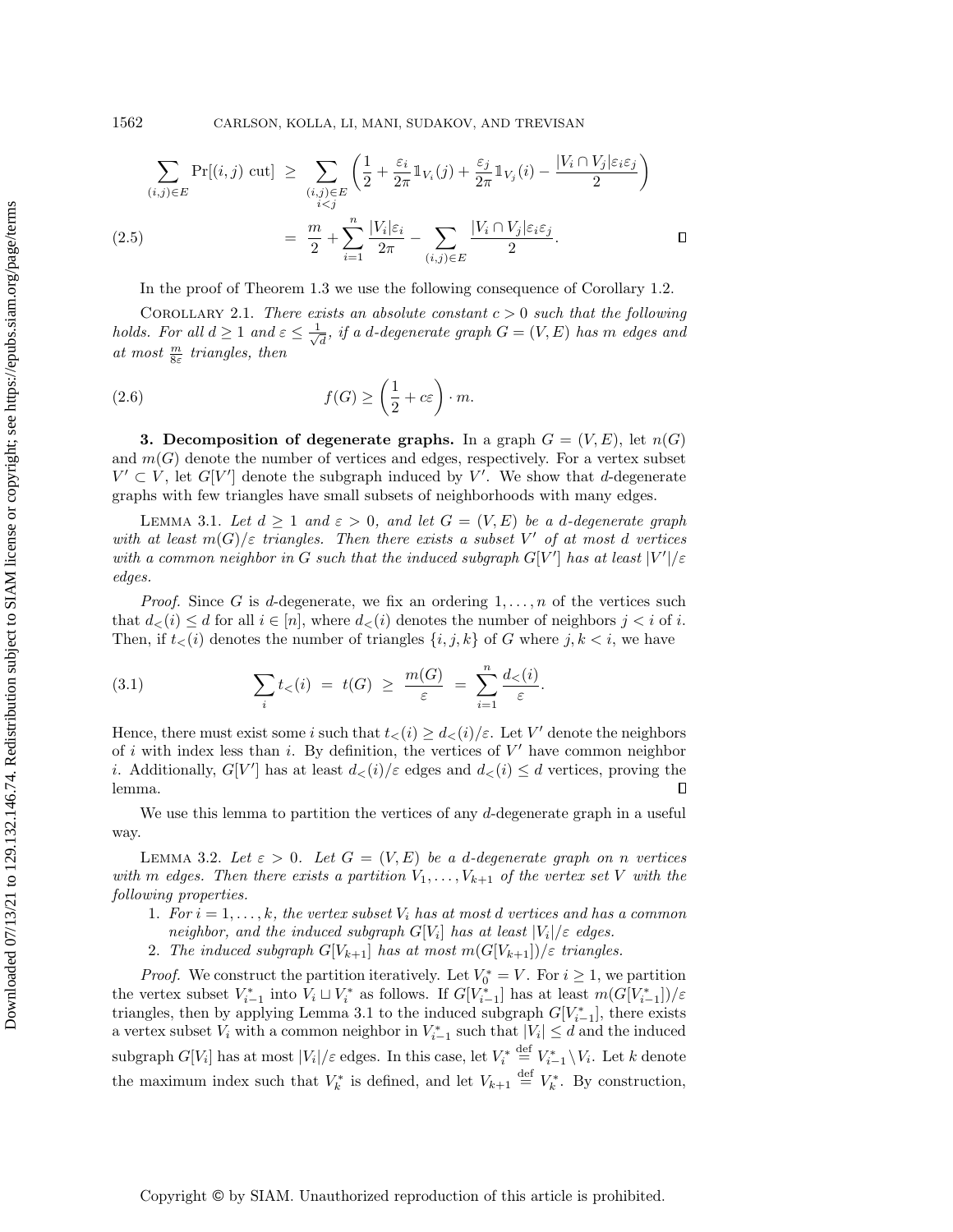$$\sum_{(i,j)\in E} \Pr[(i,j) \text{ cut}] \;\geq\; \sum_{\substack{(i,j)\in E\\ i<j}} \left(\frac{1}{2} + \frac{\varepsilon_i}{2\pi}\mathbb{1}_{V_i}(j) + \frac{\varepsilon_j}{2\pi}\mathbb{1}_{V_j}(i) - \frac{|V_i \cap V_j|\varepsilon_i\varepsilon_j}{2}\right)$$

$$(2.5) \qquad\qquad = \; \frac{m}{2} + \sum_{i=1}^{n} \frac{|V_i|\varepsilon_i}{2\pi} - \sum_{(i,j)\in E} \frac{|V_i \cap V_j|\varepsilon_i\varepsilon_j}{2}. \qquad \square$$

In the proof of Theorem 1.3 we use the following consequence of Corollary 1.2.

COROLLARY 2.1. *There exists an absolute constant $c > 0$ such that the following holds. For all $d \geq 1$ and $\varepsilon \leq \frac{1}{\sqrt{d}}$, if a $d$-degenerate graph $G = (V, E)$ has $m$ edges and at most $\frac{m}{8\varepsilon}$ triangles, then*

$$(2.6) \qquad f(G) \geq \left(\frac{1}{2} + c\varepsilon\right) \cdot m.$$

**3. Decomposition of degenerate graphs.** In a graph $G = (V, E)$, let $n(G)$ and $m(G)$ denote the number of vertices and edges, respectively. For a vertex subset $V' \subset V$, let $G[V']$ denote the subgraph induced by $V'$. We show that $d$-degenerate graphs with few triangles have small subsets of neighborhoods with many edges.

LEMMA 3.1. *Let $d \geq 1$ and $\varepsilon > 0$, and let $G = (V, E)$ be a $d$-degenerate graph with at least $m(G)/\varepsilon$ triangles. Then there exists a subset $V'$ of at most $d$ vertices with a common neighbor in $G$ such that the induced subgraph $G[V']$ has at least $|V'|/\varepsilon$ edges.*

*Proof.* Since $G$ is $d$-degenerate, we fix an ordering $1, \ldots, n$ of the vertices such that $d_<(i) \leq d$ for all $i \in [n]$, where $d_<(i)$ denotes the number of neighbors $j < i$ of $i$. Then, if $t_<(i)$ denotes the number of triangles $\{i, j, k\}$ of $G$ where $j, k < i$, we have

$$(3.1) \qquad \sum_i t_<(i) \;=\; t(G) \;\geq\; \frac{m(G)}{\varepsilon} \;=\; \sum_{i=1}^{n} \frac{d_<(i)}{\varepsilon}.$$

Hence, there must exist some $i$ such that $t_<(i) \geq d_<(i)/\varepsilon$. Let $V'$ denote the neighbors of $i$ with index less than $i$. By definition, the vertices of $V'$ have common neighbor $i$. Additionally, $G[V']$ has at least $d_<(i)/\varepsilon$ edges and $d_<(i) \leq d$ vertices, proving the lemma. $\square$

We use this lemma to partition the vertices of any $d$-degenerate graph in a useful way.

LEMMA 3.2. *Let $\varepsilon > 0$. Let $G = (V, E)$ be a $d$-degenerate graph on $n$ vertices with $m$ edges. Then there exists a partition $V_1, \ldots, V_{k+1}$ of the vertex set $V$ with the following properties.*

1. *For $i = 1, \ldots, k$, the vertex subset $V_i$ has at most $d$ vertices and has a common neighbor, and the induced subgraph $G[V_i]$ has at least $|V_i|/\varepsilon$ edges.*
2. *The induced subgraph $G[V_{k+1}]$ has at most $m(G[V_{k+1}])/\varepsilon$ triangles.*

*Proof.* We construct the partition iteratively. Let $V_0^* = V$. For $i \geq 1$, we partition the vertex subset $V_{i-1}^*$ into $V_i \sqcup V_i^*$ as follows. If $G[V_{i-1}^*]$ has at least $m(G[V_{i-1}^*])/\varepsilon$ triangles, then by applying Lemma 3.1 to the induced subgraph $G[V_{i-1}^*]$, there exists a vertex subset $V_i$ with a common neighbor in $V_{i-1}^*$ such that $|V_i| \leq d$ and the induced subgraph $G[V_i]$ has at most $|V_i|/\varepsilon$ edges. In this case, let $V_i^* \overset{\text{def}}{=} V_{i-1}^* \backslash V_i$. Let $k$ denote the maximum index such that $V_k^*$ is defined, and let $V_{k+1} \overset{\text{def}}{=} V_k^*$. By construction,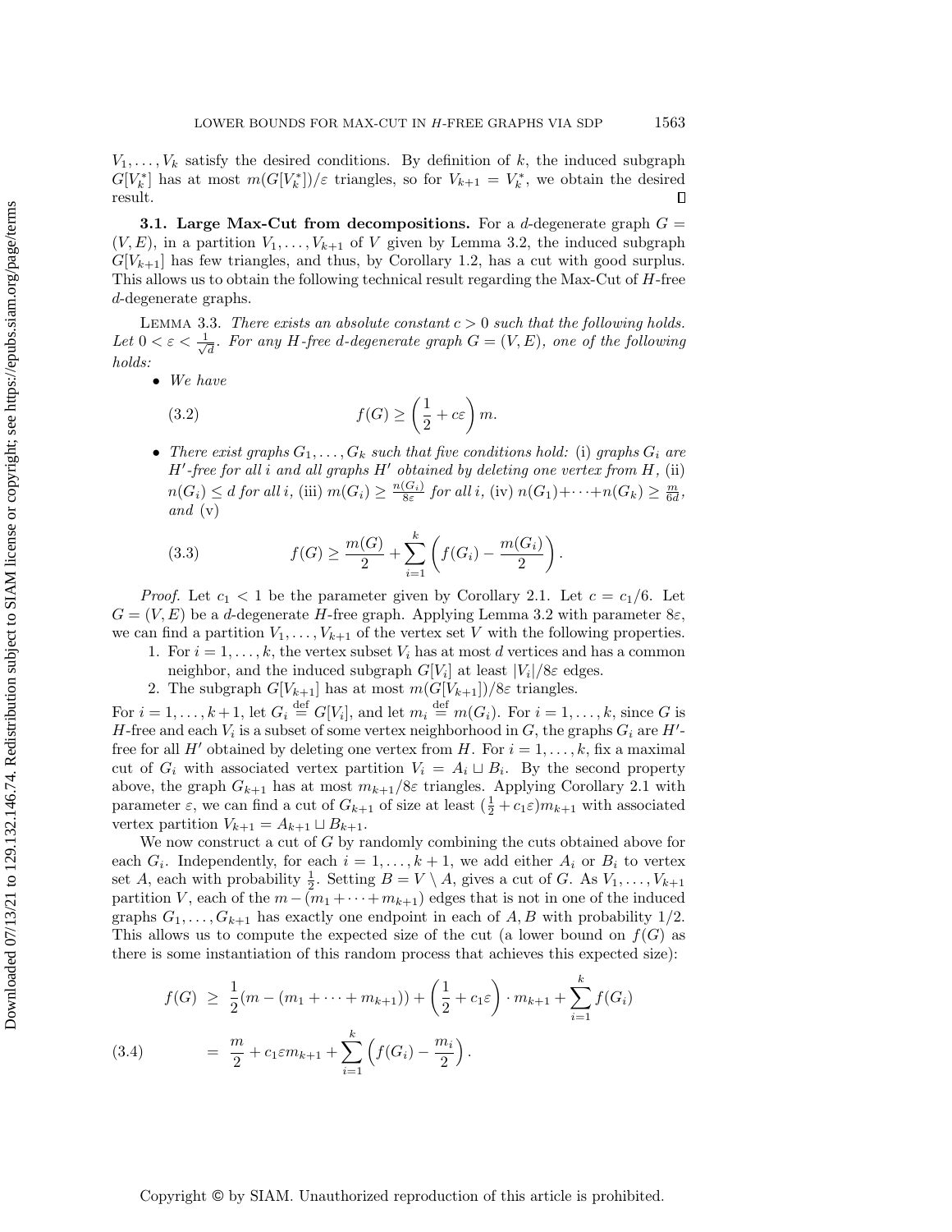$V_1, \ldots, V_k$ satisfy the desired conditions. By definition of $k$, the induced subgraph $G[V_k^*]$ has at most $m(G[V_k^*])/\varepsilon$ triangles, so for $V_{k+1} = V_k^*$, we obtain the desired result. $\square$

**3.1. Large Max-Cut from decompositions.** For a $d$-degenerate graph $G = (V, E)$, in a partition $V_1, \ldots, V_{k+1}$ of $V$ given by Lemma 3.2, the induced subgraph $G[V_{k+1}]$ has few triangles, and thus, by Corollary 1.2, has a cut with good surplus. This allows us to obtain the following technical result regarding the Max-Cut of $H$-free $d$-degenerate graphs.

Lemma 3.3. *There exists an absolute constant $c > 0$ such that the following holds. Let $0 < \varepsilon < \frac{1}{\sqrt{d}}$. For any $H$-free $d$-degenerate graph $G = (V, E)$, one of the following holds:*

- *We have*

$$f(G) \geq \left(\frac{1}{2} + c\varepsilon\right) m. \tag{3.2}$$

- *There exist graphs $G_1, \ldots, G_k$ such that five conditions hold:* (i) *graphs $G_i$ are $H'$-free for all $i$ and all graphs $H'$ obtained by deleting one vertex from $H$,* (ii) *$n(G_i) \leq d$ for all $i$,* (iii) *$m(G_i) \geq \frac{n(G_i)}{8\varepsilon}$ for all $i$,* (iv) *$n(G_1) + \cdots + n(G_k) \geq \frac{m}{6d}$, and* (v)

$$f(G) \geq \frac{m(G)}{2} + \sum_{i=1}^{k} \left(f(G_i) - \frac{m(G_i)}{2}\right). \tag{3.3}$$

*Proof.* Let $c_1 < 1$ be the parameter given by Corollary 2.1. Let $c = c_1/6$. Let $G = (V, E)$ be a $d$-degenerate $H$-free graph. Applying Lemma 3.2 with parameter $8\varepsilon$, we can find a partition $V_1, \ldots, V_{k+1}$ of the vertex set $V$ with the following properties.

1. For $i = 1, \ldots, k$, the vertex subset $V_i$ has at most $d$ vertices and has a common neighbor, and the induced subgraph $G[V_i]$ at least $|V_i|/8\varepsilon$ edges.
2. The subgraph $G[V_{k+1}]$ has at most $m(G[V_{k+1}])/8\varepsilon$ triangles.

For $i = 1, \ldots, k+1$, let $G_i \stackrel{\text{def}}{=} G[V_i]$, and let $m_i \stackrel{\text{def}}{=} m(G_i)$. For $i = 1, \ldots, k$, since $G$ is $H$-free and each $V_i$ is a subset of some vertex neighborhood in $G$, the graphs $G_i$ are $H'$-free for all $H'$ obtained by deleting one vertex from $H$. For $i = 1, \ldots, k$, fix a maximal cut of $G_i$ with associated vertex partition $V_i = A_i \sqcup B_i$. By the second property above, the graph $G_{k+1}$ has at most $m_{k+1}/8\varepsilon$ triangles. Applying Corollary 2.1 with parameter $\varepsilon$, we can find a cut of $G_{k+1}$ of size at least $(\frac{1}{2} + c_1\varepsilon)m_{k+1}$ with associated vertex partition $V_{k+1} = A_{k+1} \sqcup B_{k+1}$.

We now construct a cut of $G$ by randomly combining the cuts obtained above for each $G_i$. Independently, for each $i = 1, \ldots, k+1$, we add either $A_i$ or $B_i$ to vertex set $A$, each with probability $\frac{1}{2}$. Setting $B = V \setminus A$, gives a cut of $G$. As $V_1, \ldots, V_{k+1}$ partition $V$, each of the $m - (m_1 + \cdots + m_{k+1})$ edges that is not in one of the induced graphs $G_1, \ldots, G_{k+1}$ has exactly one endpoint in each of $A, B$ with probability $1/2$. This allows us to compute the expected size of the cut (a lower bound on $f(G)$ as there is some instantiation of this random process that achieves this expected size):

$$\begin{aligned} f(G) &\geq \frac{1}{2}(m - (m_1 + \cdots + m_{k+1})) + \left(\frac{1}{2} + c_1\varepsilon\right) \cdot m_{k+1} + \sum_{i=1}^{k} f(G_i) \\ &= \frac{m}{2} + c_1\varepsilon m_{k+1} + \sum_{i=1}^{k} \left(f(G_i) - \frac{m_i}{2}\right). \end{aligned} \tag{3.4}$$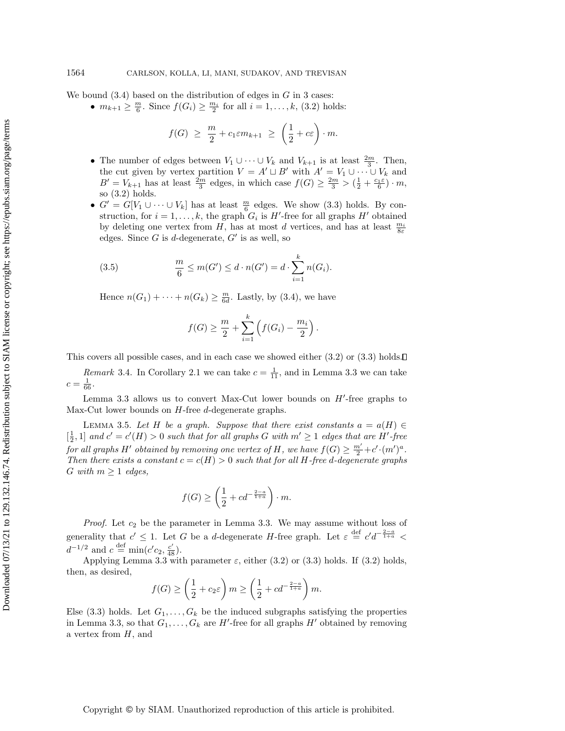We bound (3.4) based on the distribution of edges in $G$ in 3 cases:

- $m_{k+1} \geq \frac{m}{6}$. Since $f(G_i) \geq \frac{m_i}{2}$ for all $i = 1, \ldots, k$, (3.2) holds:

$$f(G) \;\geq\; \frac{m}{2} + c_1 \varepsilon m_{k+1} \;\geq\; \left(\frac{1}{2} + c\varepsilon\right) \cdot m.$$

- The number of edges between $V_1 \cup \cdots \cup V_k$ and $V_{k+1}$ is at least $\frac{2m}{3}$. Then, the cut given by vertex partition $V = A' \sqcup B'$ with $A' = V_1 \cup \cdots \cup V_k$ and $B' = V_{k+1}$ has at least $\frac{2m}{3}$ edges, in which case $f(G) \geq \frac{2m}{3} > (\frac{1}{2} + \frac{c_1 \varepsilon}{6}) \cdot m$, so (3.2) holds.
- $G' = G[V_1 \cup \cdots \cup V_k]$ has at least $\frac{m}{6}$ edges. We show (3.3) holds. By construction, for $i = 1, \ldots, k$, the graph $G_i$ is $H'$-free for all graphs $H'$ obtained by deleting one vertex from $H$, has at most $d$ vertices, and has at least $\frac{m_i}{8\varepsilon}$ edges. Since $G$ is $d$-degenerate, $G'$ is as well, so

$$\frac{m}{6} \leq m(G') \leq d \cdot n(G') = d \cdot \sum_{i=1}^{k} n(G_i). \tag{3.5}$$

  Hence $n(G_1) + \cdots + n(G_k) \geq \frac{m}{6d}$. Lastly, by (3.4), we have

$$f(G) \geq \frac{m}{2} + \sum_{i=1}^{k} \left( f(G_i) - \frac{m_i}{2} \right).$$

This covers all possible cases, and in each case we showed either (3.2) or (3.3) holds. ∎

*Remark* 3.4. In Corollary 2.1 we can take $c = \frac{1}{11}$, and in Lemma 3.3 we can take $c = \frac{1}{66}$.

Lemma 3.3 allows us to convert Max-Cut lower bounds on $H'$-free graphs to Max-Cut lower bounds on $H$-free $d$-degenerate graphs.

Lemma 3.5. *Let $H$ be a graph. Suppose that there exist constants $a = a(H) \in [\frac{1}{2}, 1]$ and $c' = c'(H) > 0$ such that for all graphs $G$ with $m' \geq 1$ edges that are $H'$-free for all graphs $H'$ obtained by removing one vertex of $H$, we have $f(G) \geq \frac{m'}{2} + c' \cdot (m')^a$. Then there exists a constant $c = c(H) > 0$ such that for all $H$-free $d$-degenerate graphs $G$ with $m \geq 1$ edges,*

$$f(G) \geq \left(\frac{1}{2} + c d^{-\frac{2-a}{1+a}}\right) \cdot m.$$

*Proof.* Let $c_2$ be the parameter in Lemma 3.3. We may assume without loss of generality that $c' \leq 1$. Let $G$ be a $d$-degenerate $H$-free graph. Let $\varepsilon \stackrel{\text{def}}{=} c' d^{-\frac{2-a}{1+a}} < d^{-1/2}$ and $c \stackrel{\text{def}}{=} \min(c' c_2, \frac{c'}{48})$.

Applying Lemma 3.3 with parameter $\varepsilon$, either (3.2) or (3.3) holds. If (3.2) holds, then, as desired,

$$f(G) \geq \left(\frac{1}{2} + c_2 \varepsilon\right) m \geq \left(\frac{1}{2} + c d^{-\frac{2-a}{1+a}}\right) m.$$

Else (3.3) holds. Let $G_1, \ldots, G_k$ be the induced subgraphs satisfying the properties in Lemma 3.3, so that $G_1, \ldots, G_k$ are $H'$-free for all graphs $H'$ obtained by removing a vertex from $H$, and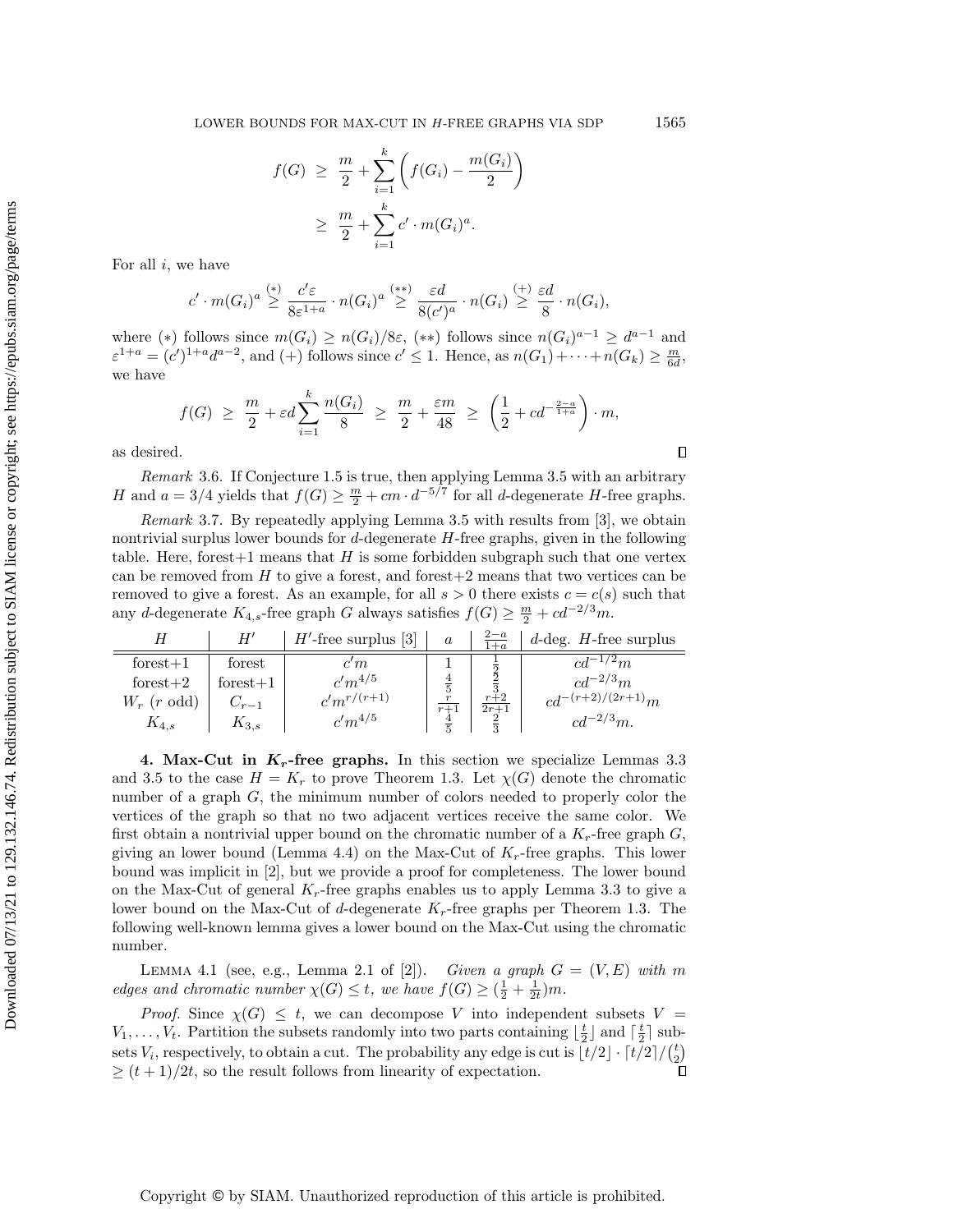$$f(G) \geq \frac{m}{2} + \sum_{i=1}^{k} \left( f(G_i) - \frac{m(G_i)}{2} \right)$$
$$\geq \frac{m}{2} + \sum_{i=1}^{k} c' \cdot m(G_i)^a.$$

For all $i$, we have

$$c' \cdot m(G_i)^a \overset{(*)}{\geq} \frac{c'\varepsilon}{8\varepsilon^{1+a}} \cdot n(G_i)^a \overset{(**)}{\geq} \frac{\varepsilon d}{8(c')^a} \cdot n(G_i) \overset{(+)}{\geq} \frac{\varepsilon d}{8} \cdot n(G_i),$$

where $(*)$ follows since $m(G_i) \geq n(G_i)/8\varepsilon$, $(**)$ follows since $n(G_i)^{a-1} \geq d^{a-1}$ and $\varepsilon^{1+a} = (c')^{1+a} d^{a-2}$, and $(+)$ follows since $c' \leq 1$. Hence, as $n(G_1) + \cdots + n(G_k) \geq \frac{m}{6d}$, we have

$$f(G) \geq \frac{m}{2} + \varepsilon d \sum_{i=1}^{k} \frac{n(G_i)}{8} \geq \frac{m}{2} + \frac{\varepsilon m}{48} \geq \left( \frac{1}{2} + c d^{-\frac{2-a}{1+a}} \right) \cdot m,$$

as desired. $\square$

*Remark* 3.6. If Conjecture 1.5 is true, then applying Lemma 3.5 with an arbitrary $H$ and $a = 3/4$ yields that $f(G) \geq \frac{m}{2} + cm \cdot d^{-5/7}$ for all $d$-degenerate $H$-free graphs.

*Remark* 3.7. By repeatedly applying Lemma 3.5 with results from [3], we obtain nontrivial surplus lower bounds for $d$-degenerate $H$-free graphs, given in the following table. Here, forest+1 means that $H$ is some forbidden subgraph such that one vertex can be removed from $H$ to give a forest, and forest+2 means that two vertices can be removed to give a forest. As an example, for all $s > 0$ there exists $c = c(s)$ such that any $d$-degenerate $K_{4,s}$-free graph $G$ always satisfies $f(G) \geq \frac{m}{2} + cd^{-2/3}m$.

| $H$ | $H'$ | $H'$-free surplus [3] | $a$ | $\frac{2-a}{1+a}$ | $d$-deg. $H$-free surplus |
|---|---|---|---|---|---|
| forest+1 | forest | $c'm$ | $1$ | $\frac{1}{2}$ | $cd^{-1/2}m$ |
| forest+2 | forest+1 | $c'm^{4/5}$ | $\frac{4}{5}$ | $\frac{2}{3}$ | $cd^{-2/3}m$ |
| $W_r$ ($r$ odd) | $C_{r-1}$ | $c'm^{r/(r+1)}$ | $\frac{r}{r+1}$ | $\frac{r+2}{2r+1}$ | $cd^{-(r+2)/(2r+1)}m$ |
| $K_{4,s}$ | $K_{3,s}$ | $c'm^{4/5}$ | $\frac{4}{5}$ | $\frac{2}{3}$ | $cd^{-2/3}m.$ |

## 4. Max-Cut in $K_r$-free graphs.

In this section we specialize Lemmas 3.3 and 3.5 to the case $H = K_r$ to prove Theorem 1.3. Let $\chi(G)$ denote the chromatic number of a graph $G$, the minimum number of colors needed to properly color the vertices of the graph so that no two adjacent vertices receive the same color. We first obtain a nontrivial upper bound on the chromatic number of a $K_r$-free graph $G$, giving an lower bound (Lemma 4.4) on the Max-Cut of $K_r$-free graphs. This lower bound was implicit in [2], but we provide a proof for completeness. The lower bound on the Max-Cut of general $K_r$-free graphs enables us to apply Lemma 3.3 to give a lower bound on the Max-Cut of $d$-degenerate $K_r$-free graphs per Theorem 1.3. The following well-known lemma gives a lower bound on the Max-Cut using the chromatic number.

LEMMA 4.1 (see, e.g., Lemma 2.1 of [2]). *Given a graph $G = (V, E)$ with $m$ edges and chromatic number $\chi(G) \leq t$, we have $f(G) \geq (\frac{1}{2} + \frac{1}{2t})m$.*

*Proof.* Since $\chi(G) \leq t$, we can decompose $V$ into independent subsets $V = V_1, \ldots, V_t$. Partition the subsets randomly into two parts containing $\lfloor \frac{t}{2} \rfloor$ and $\lceil \frac{t}{2} \rceil$ subsets $V_i$, respectively, to obtain a cut. The probability any edge is cut is $\lfloor t/2 \rfloor \cdot \lceil t/2 \rceil / \binom{t}{2} \geq (t+1)/2t$, so the result follows from linearity of expectation. $\square$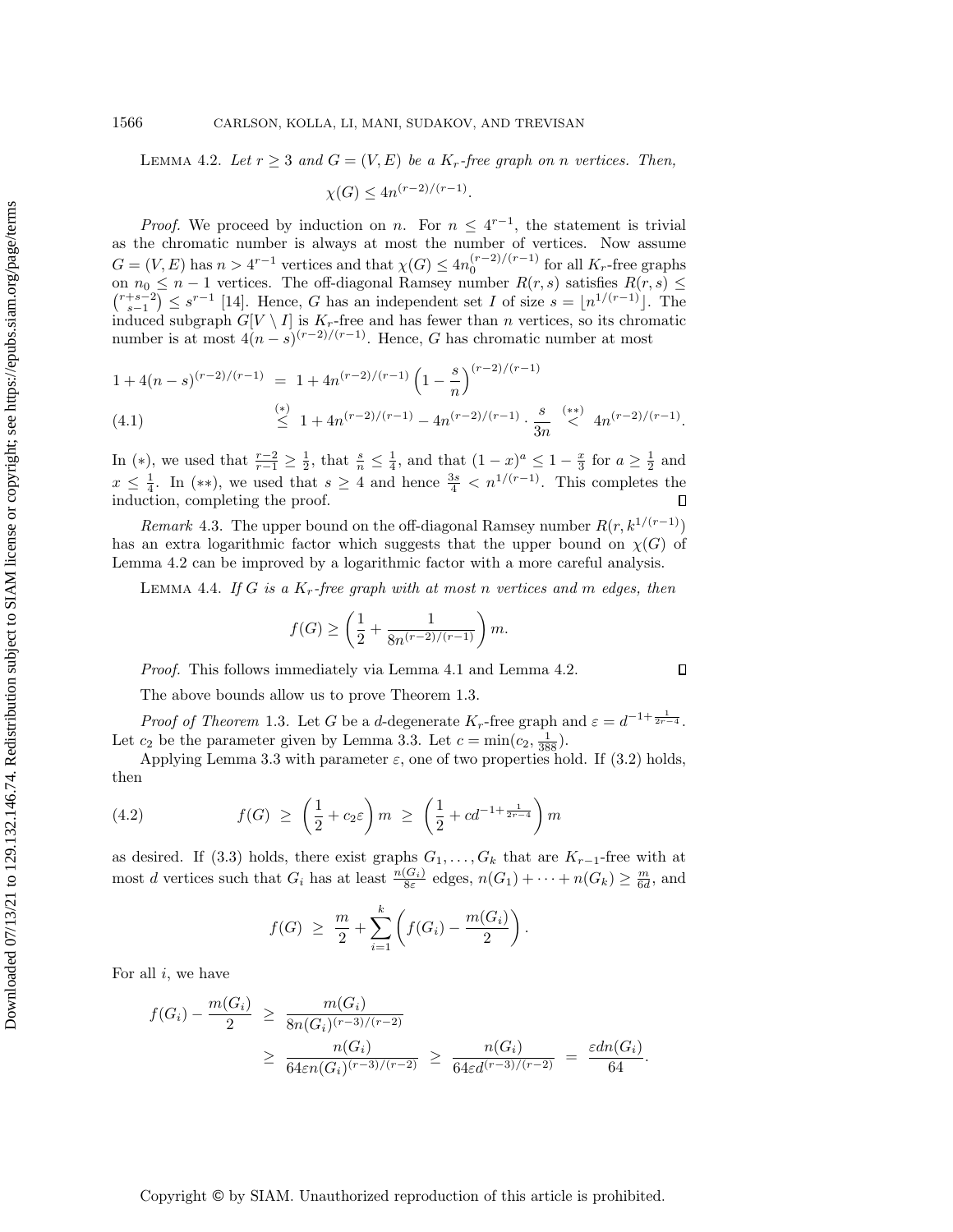**Lemma 4.2.** *Let $r \geq 3$ and $G = (V, E)$ be a $K_r$-free graph on $n$ vertices. Then,*

$$\chi(G) \leq 4n^{(r-2)/(r-1)}.$$

*Proof.* We proceed by induction on $n$. For $n \leq 4^{r-1}$, the statement is trivial as the chromatic number is always at most the number of vertices. Now assume $G = (V, E)$ has $n > 4^{r-1}$ vertices and that $\chi(G) \leq 4n_0^{(r-2)/(r-1)}$ for all $K_r$-free graphs on $n_0 \leq n - 1$ vertices. The off-diagonal Ramsey number $R(r, s)$ satisfies $R(r, s) \leq \binom{r+s-2}{s-1} \leq s^{r-1}$ [14]. Hence, $G$ has an independent set $I$ of size $s = \lfloor n^{1/(r-1)} \rfloor$. The induced subgraph $G[V \setminus I]$ is $K_r$-free and has fewer than $n$ vertices, so its chromatic number is at most $4(n-s)^{(r-2)/(r-1)}$. Hence, $G$ has chromatic number at most

$$1 + 4(n-s)^{(r-2)/(r-1)} = 1 + 4n^{(r-2)/(r-1)} \left(1 - \frac{s}{n}\right)^{(r-2)/(r-1)}$$

$$\stackrel{(*)}{\leq} 1 + 4n^{(r-2)/(r-1)} - 4n^{(r-2)/(r-1)} \cdot \frac{s}{3n} \stackrel{(**)}{<} 4n^{(r-2)/(r-1)}. \tag{4.1}$$

In $(*)$, we used that $\frac{r-2}{r-1} \geq \frac{1}{2}$, that $\frac{s}{n} \leq \frac{1}{4}$, and that $(1-x)^a \leq 1 - \frac{x}{3}$ for $a \geq \frac{1}{2}$ and $x \leq \frac{1}{4}$. In $(**)$, we used that $s \geq 4$ and hence $\frac{3s}{4} < n^{1/(r-1)}$. This completes the induction, completing the proof. ∎

*Remark* 4.3. The upper bound on the off-diagonal Ramsey number $R(r, k^{1/(r-1)})$ has an extra logarithmic factor which suggests that the upper bound on $\chi(G)$ of Lemma 4.2 can be improved by a logarithmic factor with a more careful analysis.

**Lemma 4.4.** *If $G$ is a $K_r$-free graph with at most $n$ vertices and $m$ edges, then*

$$f(G) \geq \left(\frac{1}{2} + \frac{1}{8n^{(r-2)/(r-1)}}\right) m.$$

*Proof.* This follows immediately via Lemma 4.1 and Lemma 4.2. ∎

The above bounds allow us to prove Theorem 1.3.

*Proof of Theorem* 1.3. Let $G$ be a $d$-degenerate $K_r$-free graph and $\varepsilon = d^{-1+\frac{1}{2r-4}}$. Let $c_2$ be the parameter given by Lemma 3.3. Let $c = \min(c_2, \frac{1}{388})$.

Applying Lemma 3.3 with parameter $\varepsilon$, one of two properties hold. If (3.2) holds, then

$$f(G) \geq \left(\frac{1}{2} + c_2\varepsilon\right) m \geq \left(\frac{1}{2} + cd^{-1+\frac{1}{2r-4}}\right) m \tag{4.2}$$

as desired. If (3.3) holds, there exist graphs $G_1, \dots, G_k$ that are $K_{r-1}$-free with at most $d$ vertices such that $G_i$ has at least $\frac{n(G_i)}{8\varepsilon}$ edges, $n(G_1) + \cdots + n(G_k) \geq \frac{m}{6d}$, and

$$f(G) \geq \frac{m}{2} + \sum_{i=1}^{k} \left(f(G_i) - \frac{m(G_i)}{2}\right).$$

For all $i$, we have

$$f(G_i) - \frac{m(G_i)}{2} \geq \frac{m(G_i)}{8n(G_i)^{(r-3)/(r-2)}}$$

$$\geq \frac{n(G_i)}{64\varepsilon n(G_i)^{(r-3)/(r-2)}} \geq \frac{n(G_i)}{64\varepsilon d^{(r-3)/(r-2)}} = \frac{\varepsilon d n(G_i)}{64}.$$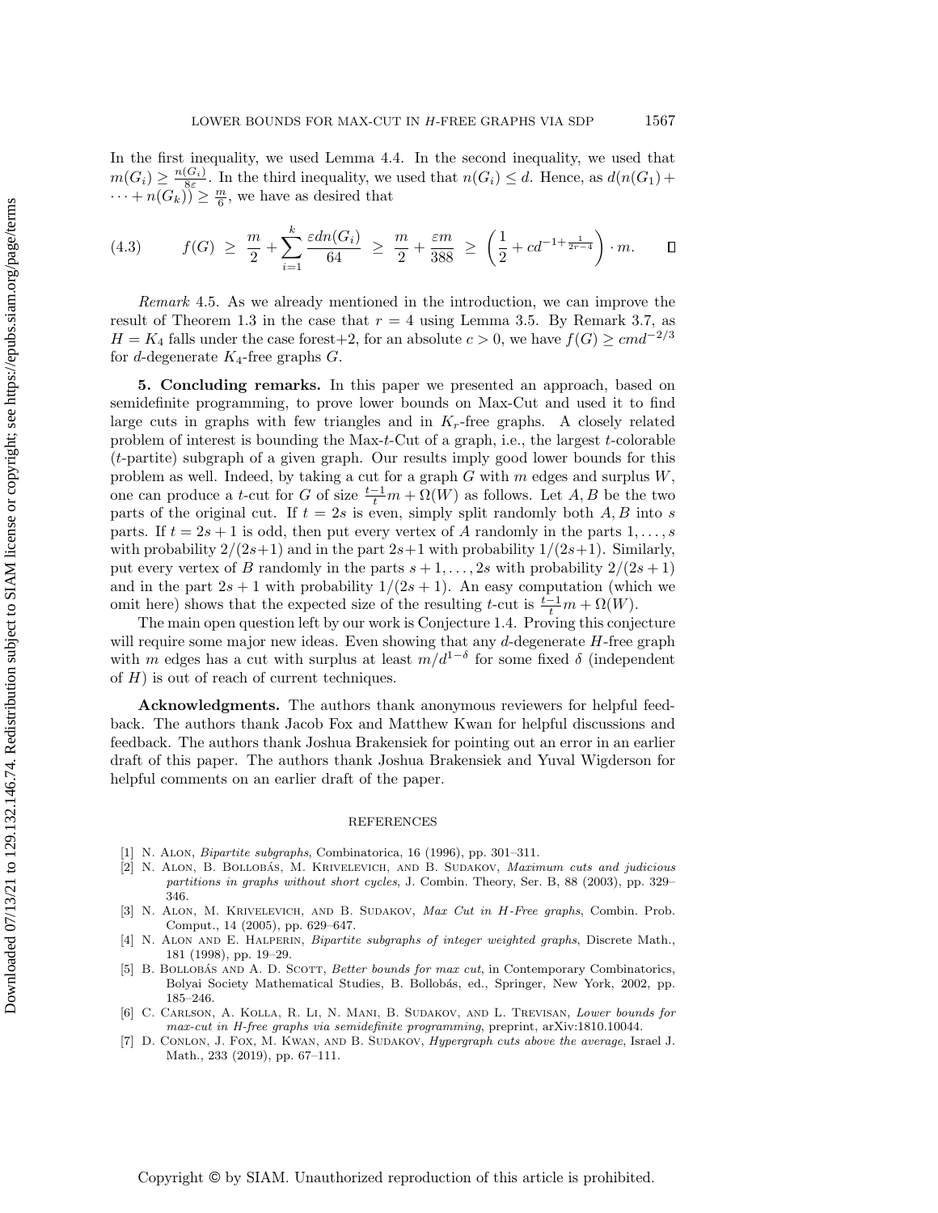In the first inequality, we used Lemma 4.4. In the second inequality, we used that $m(G_i) \geq \frac{n(G_i)}{8\varepsilon}$. In the third inequality, we used that $n(G_i) \leq d$. Hence, as $d(n(G_1) + \cdots + n(G_k)) \geq \frac{m}{6}$, we have as desired that

$$f(G) \;\geq\; \frac{m}{2} + \sum_{i=1}^{k} \frac{\varepsilon d n(G_i)}{64} \;\geq\; \frac{m}{2} + \frac{\varepsilon m}{388} \;\geq\; \left(\frac{1}{2} + cd^{-1+\frac{1}{2r-4}}\right) \cdot m. \tag{4.3}$$

$\square$

*Remark* 4.5. As we already mentioned in the introduction, we can improve the result of Theorem 1.3 in the case that $r = 4$ using Lemma 3.5. By Remark 3.7, as $H = K_4$ falls under the case forest+2, for an absolute $c > 0$, we have $f(G) \geq cmd^{-2/3}$ for $d$-degenerate $K_4$-free graphs $G$.

## 5. Concluding remarks.

In this paper we presented an approach, based on semidefinite programming, to prove lower bounds on Max-Cut and used it to find large cuts in graphs with few triangles and in $K_r$-free graphs. A closely related problem of interest is bounding the Max-$t$-Cut of a graph, i.e., the largest $t$-colorable ($t$-partite) subgraph of a given graph. Our results imply good lower bounds for this problem as well. Indeed, by taking a cut for a graph $G$ with $m$ edges and surplus $W$, one can produce a $t$-cut for $G$ of size $\frac{t-1}{t}m + \Omega(W)$ as follows. Let $A, B$ be the two parts of the original cut. If $t = 2s$ is even, simply split randomly both $A, B$ into $s$ parts. If $t = 2s+1$ is odd, then put every vertex of $A$ randomly in the parts $1, \ldots, s$ with probability $2/(2s+1)$ and in the part $2s+1$ with probability $1/(2s+1)$. Similarly, put every vertex of $B$ randomly in the parts $s+1, \ldots, 2s$ with probability $2/(2s+1)$ and in the part $2s+1$ with probability $1/(2s+1)$. An easy computation (which we omit here) shows that the expected size of the resulting $t$-cut is $\frac{t-1}{t}m + \Omega(W)$.

The main open question left by our work is Conjecture 1.4. Proving this conjecture will require some major new ideas. Even showing that any $d$-degenerate $H$-free graph with $m$ edges has a cut with surplus at least $m/d^{1-\delta}$ for some fixed $\delta$ (independent of $H$) is out of reach of current techniques.

**Acknowledgments.** The authors thank anonymous reviewers for helpful feedback. The authors thank Jacob Fox and Matthew Kwan for helpful discussions and feedback. The authors thank Joshua Brakensiek for pointing out an error in an earlier draft of this paper. The authors thank Joshua Brakensiek and Yuval Wigderson for helpful comments on an earlier draft of the paper.

## REFERENCES

[1] N. Alon, *Bipartite subgraphs*, Combinatorica, 16 (1996), pp. 301–311.

[2] N. Alon, B. Bollobás, M. Krivelevich, and B. Sudakov, *Maximum cuts and judicious partitions in graphs without short cycles*, J. Combin. Theory, Ser. B, 88 (2003), pp. 329–346.

[3] N. Alon, M. Krivelevich, and B. Sudakov, *Max Cut in H-Free graphs*, Combin. Prob. Comput., 14 (2005), pp. 629–647.

[4] N. Alon and E. Halperin, *Bipartite subgraphs of integer weighted graphs*, Discrete Math., 181 (1998), pp. 19–29.

[5] B. Bollobás and A. D. Scott, *Better bounds for max cut*, in Contemporary Combinatorics, Bolyai Society Mathematical Studies, B. Bollobás, ed., Springer, New York, 2002, pp. 185–246.

[6] C. Carlson, A. Kolla, R. Li, N. Mani, B. Sudakov, and L. Trevisan, *Lower bounds for max-cut in H-free graphs via semidefinite programming*, preprint, arXiv:1810.10044.

[7] D. Conlon, J. Fox, M. Kwan, and B. Sudakov, *Hypergraph cuts above the average*, Israel J. Math., 233 (2019), pp. 67–111.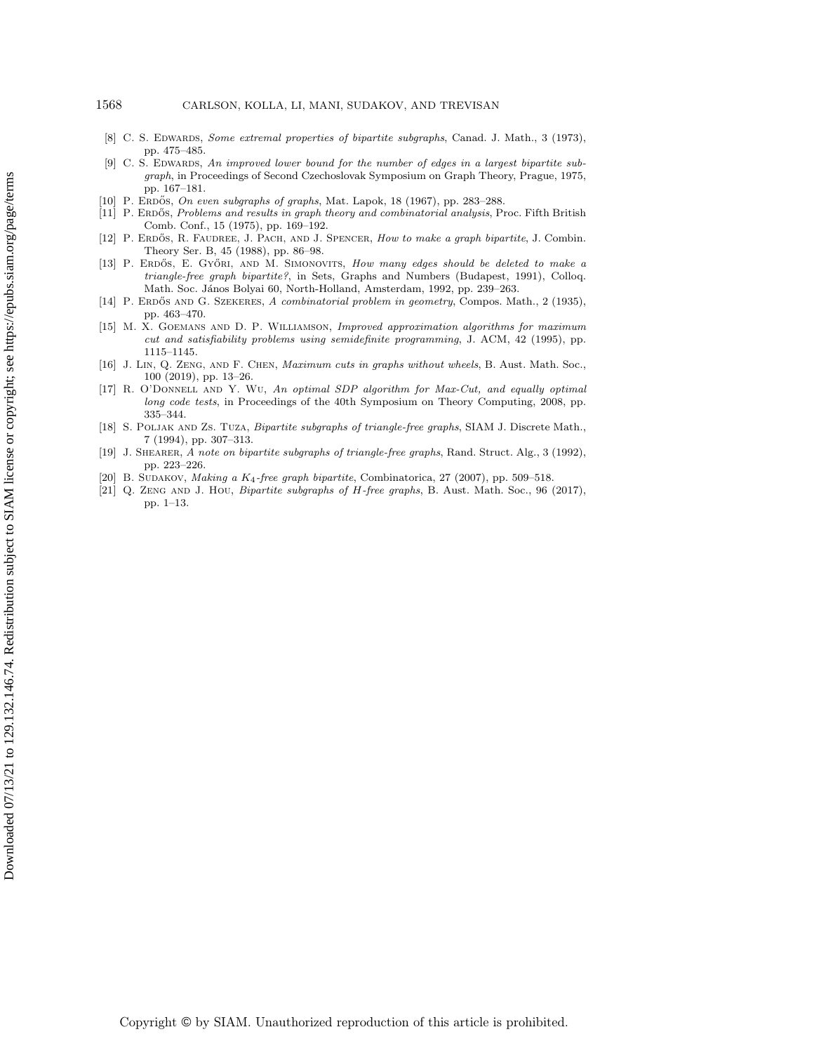[8] C. S. Edwards, *Some extremal properties of bipartite subgraphs*, Canad. J. Math., 3 (1973), pp. 475–485.

[9] C. S. Edwards, *An improved lower bound for the number of edges in a largest bipartite subgraph*, in Proceedings of Second Czechoslovak Symposium on Graph Theory, Prague, 1975, pp. 167–181.

[10] P. Erdős, *On even subgraphs of graphs*, Mat. Lapok, 18 (1967), pp. 283–288.

[11] P. Erdős, *Problems and results in graph theory and combinatorial analysis*, Proc. Fifth British Comb. Conf., 15 (1975), pp. 169–192.

[12] P. Erdős, R. Faudree, J. Pach, and J. Spencer, *How to make a graph bipartite*, J. Combin. Theory Ser. B, 45 (1988), pp. 86–98.

[13] P. Erdős, E. Győri, and M. Simonovits, *How many edges should be deleted to make a triangle-free graph bipartite?*, in Sets, Graphs and Numbers (Budapest, 1991), Colloq. Math. Soc. János Bolyai 60, North-Holland, Amsterdam, 1992, pp. 239–263.

[14] P. Erdős and G. Szekeres, *A combinatorial problem in geometry*, Compos. Math., 2 (1935), pp. 463–470.

[15] M. X. Goemans and D. P. Williamson, *Improved approximation algorithms for maximum cut and satisfiability problems using semidefinite programming*, J. ACM, 42 (1995), pp. 1115–1145.

[16] J. Lin, Q. Zeng, and F. Chen, *Maximum cuts in graphs without wheels*, B. Aust. Math. Soc., 100 (2019), pp. 13–26.

[17] R. O'Donnell and Y. Wu, *An optimal SDP algorithm for Max-Cut, and equally optimal long code tests*, in Proceedings of the 40th Symposium on Theory Computing, 2008, pp. 335–344.

[18] S. Poljak and Zs. Tuza, *Bipartite subgraphs of triangle-free graphs*, SIAM J. Discrete Math., 7 (1994), pp. 307–313.

[19] J. Shearer, *A note on bipartite subgraphs of triangle-free graphs*, Rand. Struct. Alg., 3 (1992), pp. 223–226.

[20] B. Sudakov, *Making a $K_4$-free graph bipartite*, Combinatorica, 27 (2007), pp. 509–518.

[21] Q. Zeng and J. Hou, *Bipartite subgraphs of $H$-free graphs*, B. Aust. Math. Soc., 96 (2017), pp. 1–13.